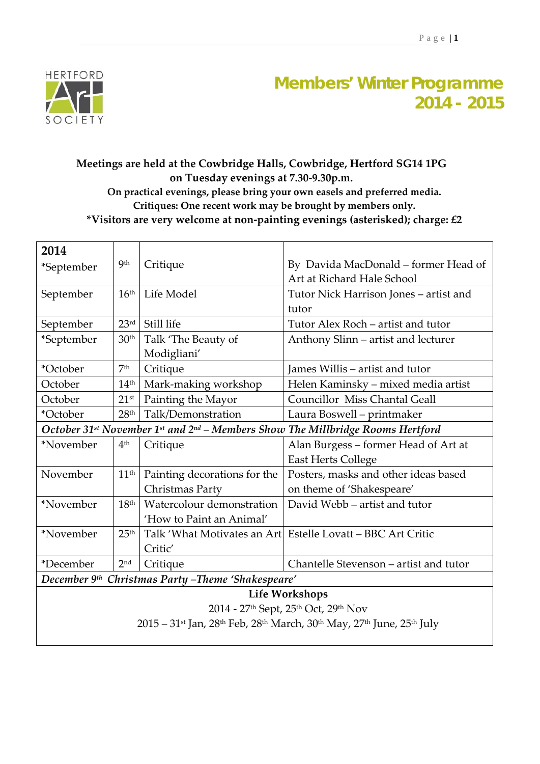HERTFORD Art SOCIETY

# Members' Winter Programme 2014 - 2015

**Meetings are held at the Cowbridge Halls, Cowbridge, Hertford SG14 1PG on Tuesday evenings at 7.30-9.30p.m.**

**On practical evenings, please bring your own easels and preferred media.**

**Critiques: One recent work may be brought by members only.**

**\*Visitors are very welcome at non-painting evenings (asterisked); charge: £2**

| **2014** | | | |
|---|---|---|---|
| *September | 9th | Critique | By Davida MacDonald – former Head of Art at Richard Hale School |
| September | 16th | Life Model | Tutor Nick Harrison Jones – artist and tutor |
| September | 23rd | Still life | Tutor Alex Roch – artist and tutor |
| *September | 30th | Talk 'The Beauty of Modigliani' | Anthony Slinn – artist and lecturer |
| *October | 7th | Critique | James Willis – artist and tutor |
| October | 14th | Mark-making workshop | Helen Kaminsky – mixed media artist |
| October | 21st | Painting the Mayor | Councillor Miss Chantal Geall |
| *October | 28th | Talk/Demonstration | Laura Boswell – printmaker |
| *October 31st November 1st and 2nd – Members Show The Millbridge Rooms Hertford* | | | |
| *November | 4th | Critique | Alan Burgess – former Head of Art at East Herts College |
| November | 11th | Painting decorations for the Christmas Party | Posters, masks and other ideas based on theme of 'Shakespeare' |
| *November | 18th | Watercolour demonstration 'How to Paint an Animal' | David Webb – artist and tutor |
| *November | 25th | Talk 'What Motivates an Art Critic' | Estelle Lovatt – BBC Art Critic |
| *December | 2nd | Critique | Chantelle Stevenson – artist and tutor |
| *December 9th Christmas Party –Theme 'Shakespeare'* | | | |
| **Life Workshops** 2014 - 27th Sept, 25th Oct, 29th Nov 2015 – 31st Jan, 28th Feb, 28th March, 30th May, 27th June, 25th July | | | |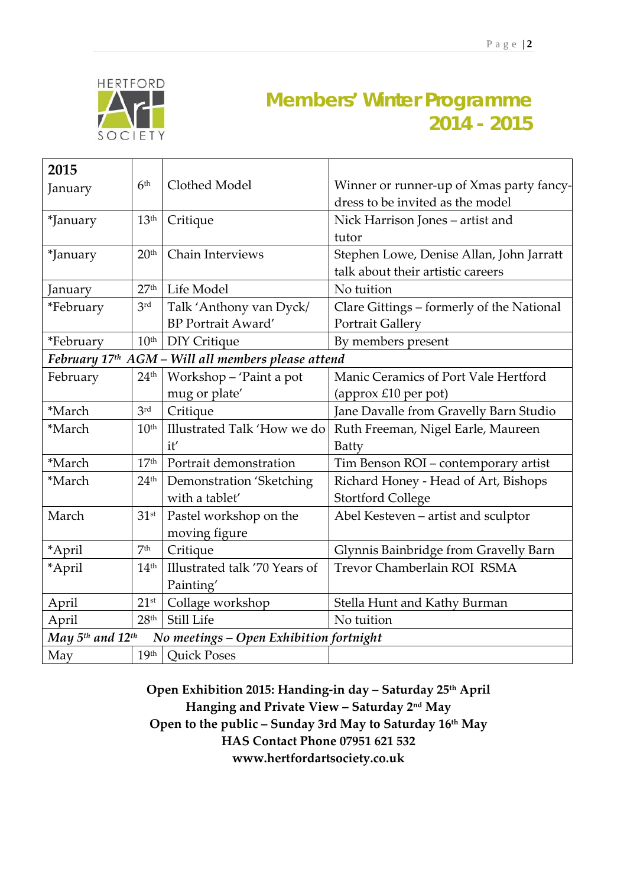HERTFORD ART SOCIETY

# Members' Winter Programme 2014 - 2015

| | | | |
|---|---|---|---|
| **2015** January | 6th | Clothed Model | Winner or runner-up of Xmas party fancy-dress to be invited as the model |
| *January | 13th | Critique | Nick Harrison Jones – artist and tutor |
| *January | 20th | Chain Interviews | Stephen Lowe, Denise Allan, John Jarratt talk about their artistic careers |
| January | 27th | Life Model | No tuition |
| *February | 3rd | Talk 'Anthony van Dyck/ BP Portrait Award' | Clare Gittings – formerly of the National Portrait Gallery |
| *February | 10th | DIY Critique | By members present |
| ***February 17th AGM – Will all members please attend*** | | | |
| February | 24th | Workshop – 'Paint a pot mug or plate' | Manic Ceramics of Port Vale Hertford (approx £10 per pot) |
| *March | 3rd | Critique | Jane Davalle from Gravelly Barn Studio |
| *March | 10th | Illustrated Talk 'How we do it' | Ruth Freeman, Nigel Earle, Maureen Batty |
| *March | 17th | Portrait demonstration | Tim Benson ROI – contemporary artist |
| *March | 24th | Demonstration 'Sketching with a tablet' | Richard Honey - Head of Art, Bishops Stortford College |
| March | 31st | Pastel workshop on the moving figure | Abel Kesteven – artist and sculptor |
| *April | 7th | Critique | Glynnis Bainbridge from Gravelly Barn |
| *April | 14th | Illustrated talk '70 Years of Painting' | Trevor Chamberlain ROI RSMA |
| April | 21st | Collage workshop | Stella Hunt and Kathy Burman |
| April | 28th | Still Life | No tuition |
| ***May 5th and 12th No meetings – Open Exhibition fortnight*** | | | |
| May | 19th | Quick Poses | |

**Open Exhibition 2015: Handing-in day – Saturday 25th April**
**Hanging and Private View – Saturday 2nd May**
**Open to the public – Sunday 3rd May to Saturday 16th May**
**HAS Contact Phone 07951 621 532**
**www.hertfordartsociety.co.uk**